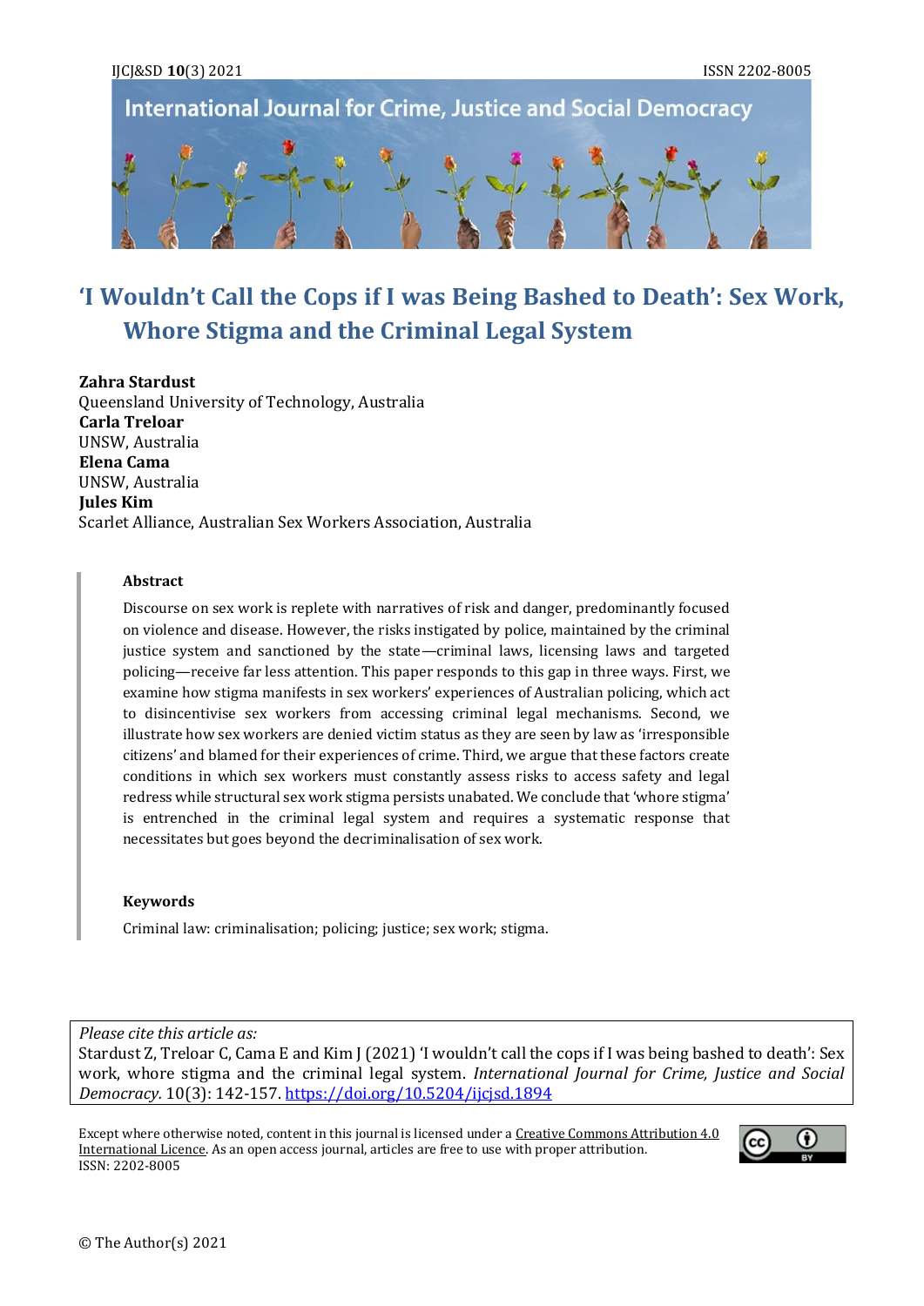# 'I Wouldn't Call the Cops if I was Being Bashed to Death': Sex Work, Whore Stigma and the Criminal Legal System

**Zahra Stardust**
Queensland University of Technology, Australia
**Carla Treloar**
UNSW, Australia
**Elena Cama**
UNSW, Australia
**Jules Kim**
Scarlet Alliance, Australian Sex Workers Association, Australia

## Abstract

Discourse on sex work is replete with narratives of risk and danger, predominantly focused on violence and disease. However, the risks instigated by police, maintained by the criminal justice system and sanctioned by the state—criminal laws, licensing laws and targeted policing—receive far less attention. This paper responds to this gap in three ways. First, we examine how stigma manifests in sex workers' experiences of Australian policing, which act to disincentivise sex workers from accessing criminal legal mechanisms. Second, we illustrate how sex workers are denied victim status as they are seen by law as 'irresponsible citizens' and blamed for their experiences of crime. Third, we argue that these factors create conditions in which sex workers must constantly assess risks to access safety and legal redress while structural sex work stigma persists unabated. We conclude that 'whore stigma' is entrenched in the criminal legal system and requires a systematic response that necessitates but goes beyond the decriminalisation of sex work.

## Keywords

Criminal law: criminalisation; policing; justice; sex work; stigma.

*Please cite this article as:*
Stardust Z, Treloar C, Cama E and Kim J (2021) 'I wouldn't call the cops if I was being bashed to death': Sex work, whore stigma and the criminal legal system. *International Journal for Crime, Justice and Social Democracy.* 10(3): 142-157. https://doi.org/10.5204/ijcjsd.1894

Except where otherwise noted, content in this journal is licensed under a Creative Commons Attribution 4.0 International Licence. As an open access journal, articles are free to use with proper attribution.
ISSN: 2202-8005

© The Author(s) 2021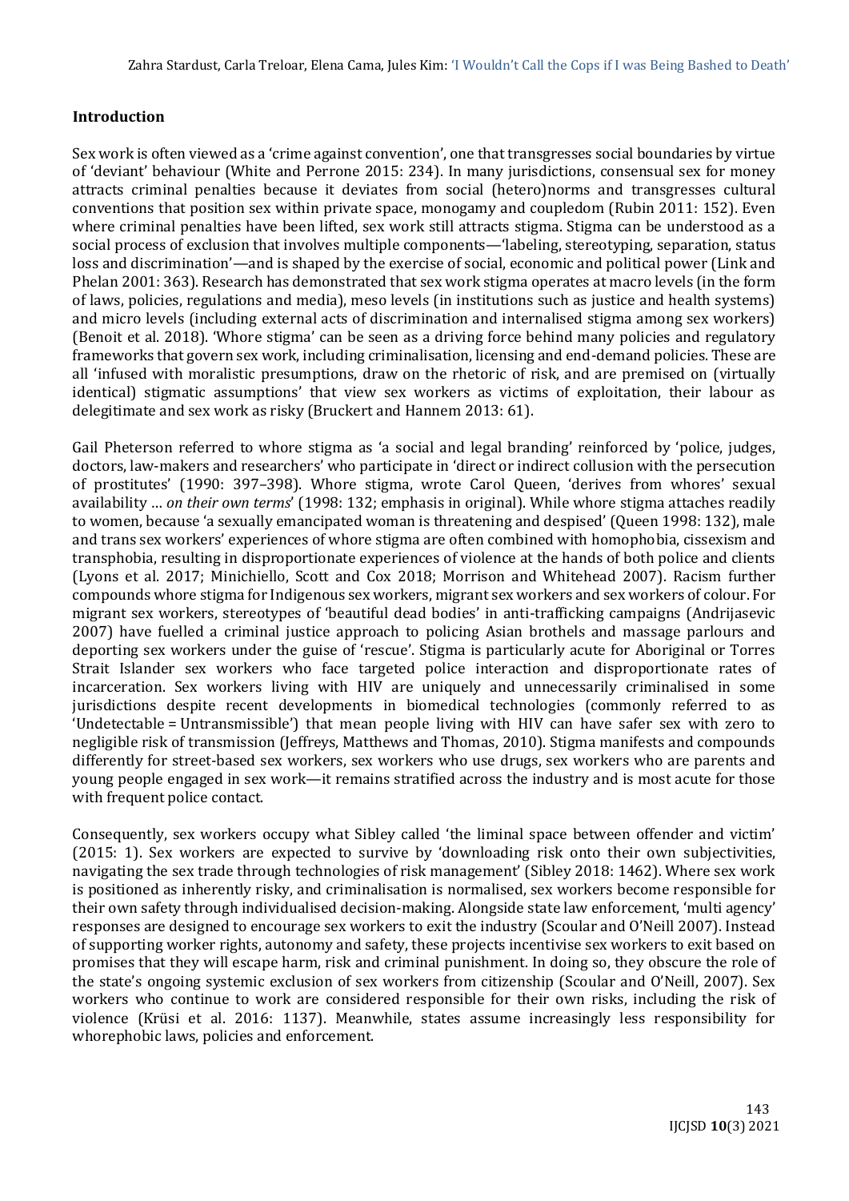## Introduction

Sex work is often viewed as a 'crime against convention', one that transgresses social boundaries by virtue of 'deviant' behaviour (White and Perrone 2015: 234). In many jurisdictions, consensual sex for money attracts criminal penalties because it deviates from social (hetero)norms and transgresses cultural conventions that position sex within private space, monogamy and coupledom (Rubin 2011: 152). Even where criminal penalties have been lifted, sex work still attracts stigma. Stigma can be understood as a social process of exclusion that involves multiple components—'labeling, stereotyping, separation, status loss and discrimination'—and is shaped by the exercise of social, economic and political power (Link and Phelan 2001: 363). Research has demonstrated that sex work stigma operates at macro levels (in the form of laws, policies, regulations and media), meso levels (in institutions such as justice and health systems) and micro levels (including external acts of discrimination and internalised stigma among sex workers) (Benoit et al. 2018). 'Whore stigma' can be seen as a driving force behind many policies and regulatory frameworks that govern sex work, including criminalisation, licensing and end-demand policies. These are all 'infused with moralistic presumptions, draw on the rhetoric of risk, and are premised on (virtually identical) stigmatic assumptions' that view sex workers as victims of exploitation, their labour as delegitimate and sex work as risky (Bruckert and Hannem 2013: 61).

Gail Pheterson referred to whore stigma as 'a social and legal branding' reinforced by 'police, judges, doctors, law-makers and researchers' who participate in 'direct or indirect collusion with the persecution of prostitutes' (1990: 397–398). Whore stigma, wrote Carol Queen, 'derives from whores' sexual availability … *on their own terms*' (1998: 132; emphasis in original). While whore stigma attaches readily to women, because 'a sexually emancipated woman is threatening and despised' (Queen 1998: 132), male and trans sex workers' experiences of whore stigma are often combined with homophobia, cissexism and transphobia, resulting in disproportionate experiences of violence at the hands of both police and clients (Lyons et al. 2017; Minichiello, Scott and Cox 2018; Morrison and Whitehead 2007). Racism further compounds whore stigma for Indigenous sex workers, migrant sex workers and sex workers of colour. For migrant sex workers, stereotypes of 'beautiful dead bodies' in anti-trafficking campaigns (Andrijasevic 2007) have fuelled a criminal justice approach to policing Asian brothels and massage parlours and deporting sex workers under the guise of 'rescue'. Stigma is particularly acute for Aboriginal or Torres Strait Islander sex workers who face targeted police interaction and disproportionate rates of incarceration. Sex workers living with HIV are uniquely and unnecessarily criminalised in some jurisdictions despite recent developments in biomedical technologies (commonly referred to as 'Undetectable = Untransmissible') that mean people living with HIV can have safer sex with zero to negligible risk of transmission (Jeffreys, Matthews and Thomas, 2010). Stigma manifests and compounds differently for street-based sex workers, sex workers who use drugs, sex workers who are parents and young people engaged in sex work—it remains stratified across the industry and is most acute for those with frequent police contact.

Consequently, sex workers occupy what Sibley called 'the liminal space between offender and victim' (2015: 1). Sex workers are expected to survive by 'downloading risk onto their own subjectivities, navigating the sex trade through technologies of risk management' (Sibley 2018: 1462). Where sex work is positioned as inherently risky, and criminalisation is normalised, sex workers become responsible for their own safety through individualised decision-making. Alongside state law enforcement, 'multi agency' responses are designed to encourage sex workers to exit the industry (Scoular and O'Neill 2007). Instead of supporting worker rights, autonomy and safety, these projects incentivise sex workers to exit based on promises that they will escape harm, risk and criminal punishment. In doing so, they obscure the role of the state's ongoing systemic exclusion of sex workers from citizenship (Scoular and O'Neill, 2007). Sex workers who continue to work are considered responsible for their own risks, including the risk of violence (Krüsi et al. 2016: 1137). Meanwhile, states assume increasingly less responsibility for whorephobic laws, policies and enforcement.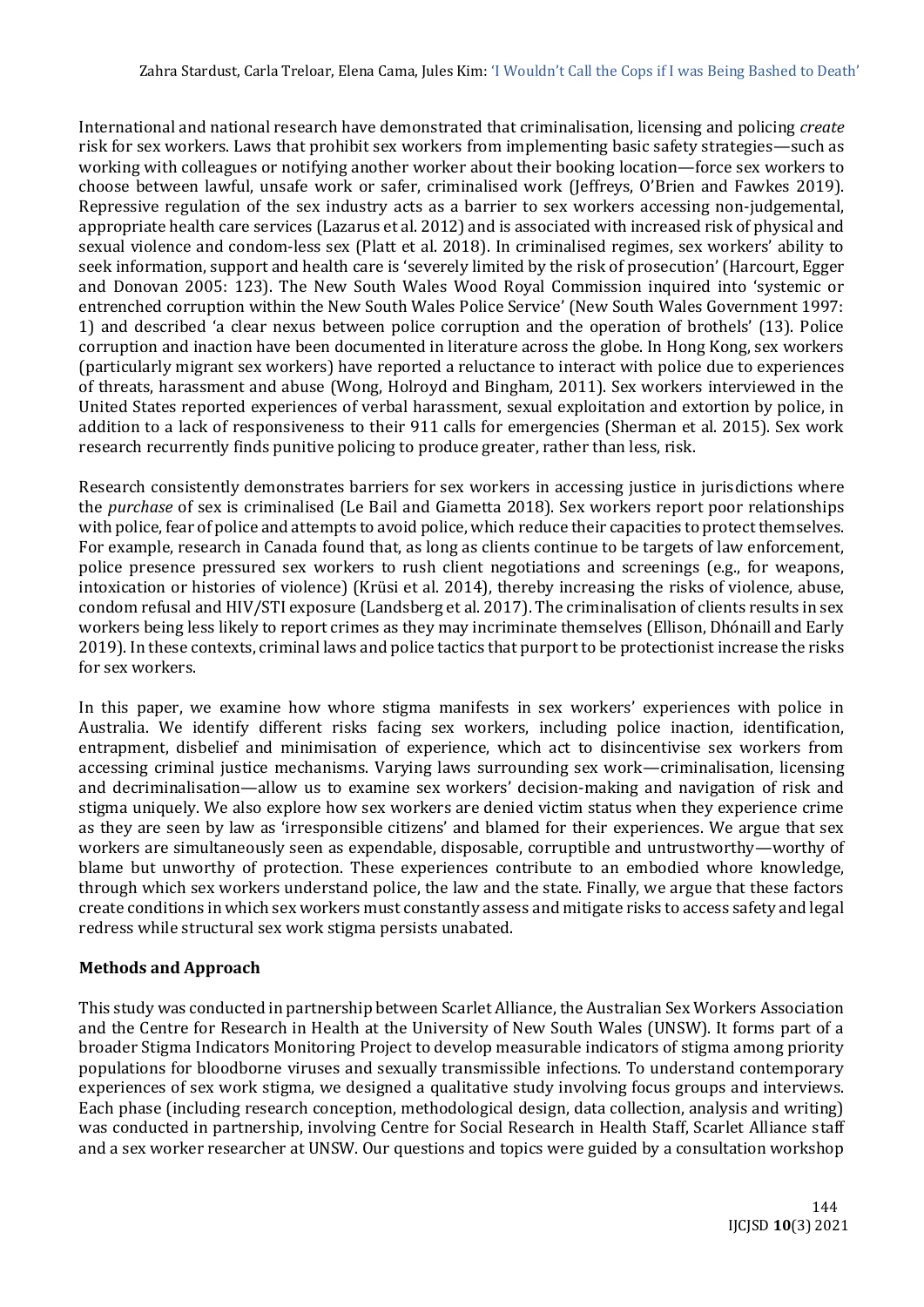International and national research have demonstrated that criminalisation, licensing and policing *create* risk for sex workers. Laws that prohibit sex workers from implementing basic safety strategies—such as working with colleagues or notifying another worker about their booking location—force sex workers to choose between lawful, unsafe work or safer, criminalised work (Jeffreys, O'Brien and Fawkes 2019). Repressive regulation of the sex industry acts as a barrier to sex workers accessing non-judgemental, appropriate health care services (Lazarus et al. 2012) and is associated with increased risk of physical and sexual violence and condom-less sex (Platt et al. 2018). In criminalised regimes, sex workers' ability to seek information, support and health care is 'severely limited by the risk of prosecution' (Harcourt, Egger and Donovan 2005: 123). The New South Wales Wood Royal Commission inquired into 'systemic or entrenched corruption within the New South Wales Police Service' (New South Wales Government 1997: 1) and described 'a clear nexus between police corruption and the operation of brothels' (13). Police corruption and inaction have been documented in literature across the globe. In Hong Kong, sex workers (particularly migrant sex workers) have reported a reluctance to interact with police due to experiences of threats, harassment and abuse (Wong, Holroyd and Bingham, 2011). Sex workers interviewed in the United States reported experiences of verbal harassment, sexual exploitation and extortion by police, in addition to a lack of responsiveness to their 911 calls for emergencies (Sherman et al. 2015). Sex work research recurrently finds punitive policing to produce greater, rather than less, risk.

Research consistently demonstrates barriers for sex workers in accessing justice in jurisdictions where the *purchase* of sex is criminalised (Le Bail and Giametta 2018). Sex workers report poor relationships with police, fear of police and attempts to avoid police, which reduce their capacities to protect themselves. For example, research in Canada found that, as long as clients continue to be targets of law enforcement, police presence pressured sex workers to rush client negotiations and screenings (e.g., for weapons, intoxication or histories of violence) (Krüsi et al. 2014), thereby increasing the risks of violence, abuse, condom refusal and HIV/STI exposure (Landsberg et al. 2017). The criminalisation of clients results in sex workers being less likely to report crimes as they may incriminate themselves (Ellison, Dhónaill and Early 2019). In these contexts, criminal laws and police tactics that purport to be protectionist increase the risks for sex workers.

In this paper, we examine how whore stigma manifests in sex workers' experiences with police in Australia. We identify different risks facing sex workers, including police inaction, identification, entrapment, disbelief and minimisation of experience, which act to disincentivise sex workers from accessing criminal justice mechanisms. Varying laws surrounding sex work—criminalisation, licensing and decriminalisation—allow us to examine sex workers' decision-making and navigation of risk and stigma uniquely. We also explore how sex workers are denied victim status when they experience crime as they are seen by law as 'irresponsible citizens' and blamed for their experiences. We argue that sex workers are simultaneously seen as expendable, disposable, corruptible and untrustworthy—worthy of blame but unworthy of protection. These experiences contribute to an embodied whore knowledge, through which sex workers understand police, the law and the state. Finally, we argue that these factors create conditions in which sex workers must constantly assess and mitigate risks to access safety and legal redress while structural sex work stigma persists unabated.

## Methods and Approach

This study was conducted in partnership between Scarlet Alliance, the Australian Sex Workers Association and the Centre for Research in Health at the University of New South Wales (UNSW). It forms part of a broader Stigma Indicators Monitoring Project to develop measurable indicators of stigma among priority populations for bloodborne viruses and sexually transmissible infections. To understand contemporary experiences of sex work stigma, we designed a qualitative study involving focus groups and interviews. Each phase (including research conception, methodological design, data collection, analysis and writing) was conducted in partnership, involving Centre for Social Research in Health Staff, Scarlet Alliance staff and a sex worker researcher at UNSW. Our questions and topics were guided by a consultation workshop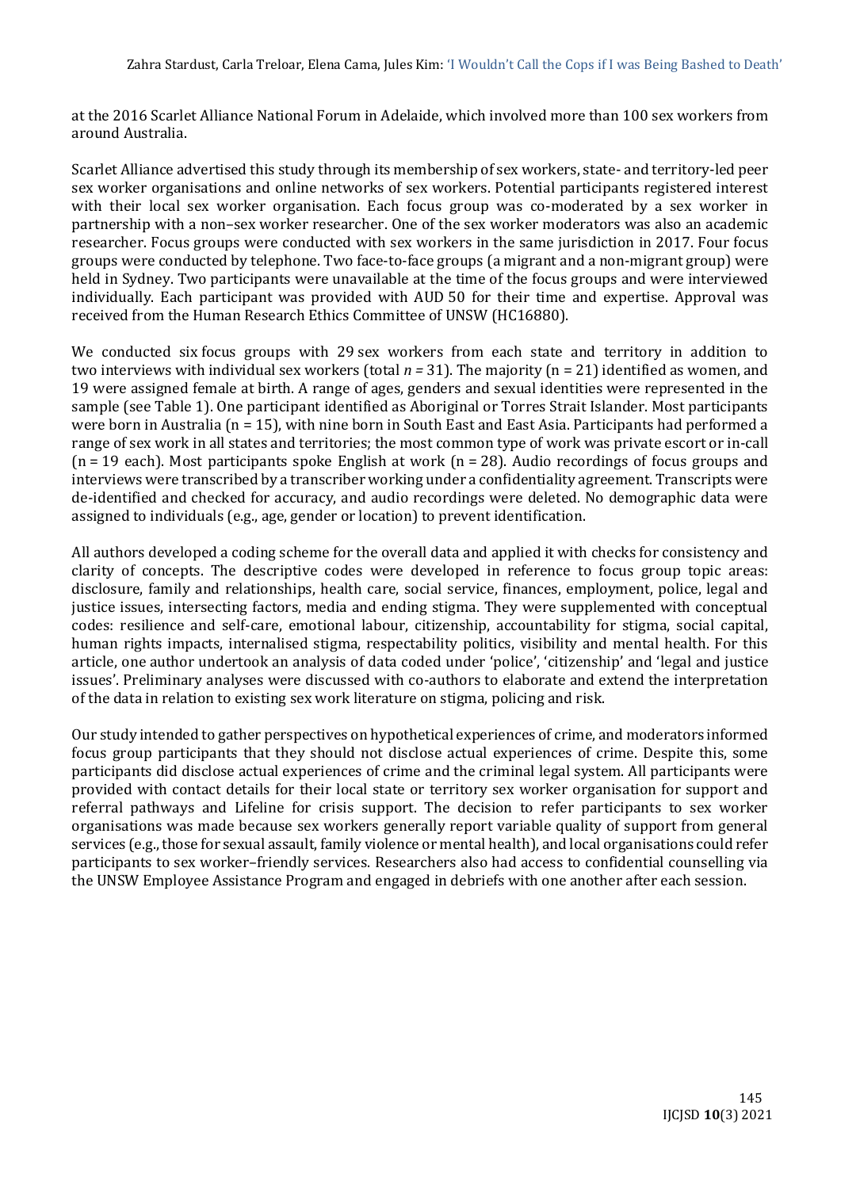at the 2016 Scarlet Alliance National Forum in Adelaide, which involved more than 100 sex workers from around Australia.

Scarlet Alliance advertised this study through its membership of sex workers, state- and territory-led peer sex worker organisations and online networks of sex workers. Potential participants registered interest with their local sex worker organisation. Each focus group was co-moderated by a sex worker in partnership with a non–sex worker researcher. One of the sex worker moderators was also an academic researcher. Focus groups were conducted with sex workers in the same jurisdiction in 2017. Four focus groups were conducted by telephone. Two face-to-face groups (a migrant and a non-migrant group) were held in Sydney. Two participants were unavailable at the time of the focus groups and were interviewed individually. Each participant was provided with AUD 50 for their time and expertise. Approval was received from the Human Research Ethics Committee of UNSW (HC16880).

We conducted six focus groups with 29 sex workers from each state and territory in addition to two interviews with individual sex workers (total *n* = 31). The majority (n = 21) identified as women, and 19 were assigned female at birth. A range of ages, genders and sexual identities were represented in the sample (see Table 1). One participant identified as Aboriginal or Torres Strait Islander. Most participants were born in Australia (n = 15), with nine born in South East and East Asia. Participants had performed a range of sex work in all states and territories; the most common type of work was private escort or in-call (n = 19 each). Most participants spoke English at work (n = 28). Audio recordings of focus groups and interviews were transcribed by a transcriber working under a confidentiality agreement. Transcripts were de-identified and checked for accuracy, and audio recordings were deleted. No demographic data were assigned to individuals (e.g., age, gender or location) to prevent identification.

All authors developed a coding scheme for the overall data and applied it with checks for consistency and clarity of concepts. The descriptive codes were developed in reference to focus group topic areas: disclosure, family and relationships, health care, social service, finances, employment, police, legal and justice issues, intersecting factors, media and ending stigma. They were supplemented with conceptual codes: resilience and self-care, emotional labour, citizenship, accountability for stigma, social capital, human rights impacts, internalised stigma, respectability politics, visibility and mental health. For this article, one author undertook an analysis of data coded under 'police', 'citizenship' and 'legal and justice issues'. Preliminary analyses were discussed with co-authors to elaborate and extend the interpretation of the data in relation to existing sex work literature on stigma, policing and risk.

Our study intended to gather perspectives on hypothetical experiences of crime, and moderators informed focus group participants that they should not disclose actual experiences of crime. Despite this, some participants did disclose actual experiences of crime and the criminal legal system. All participants were provided with contact details for their local state or territory sex worker organisation for support and referral pathways and Lifeline for crisis support. The decision to refer participants to sex worker organisations was made because sex workers generally report variable quality of support from general services (e.g., those for sexual assault, family violence or mental health), and local organisations could refer participants to sex worker–friendly services. Researchers also had access to confidential counselling via the UNSW Employee Assistance Program and engaged in debriefs with one another after each session.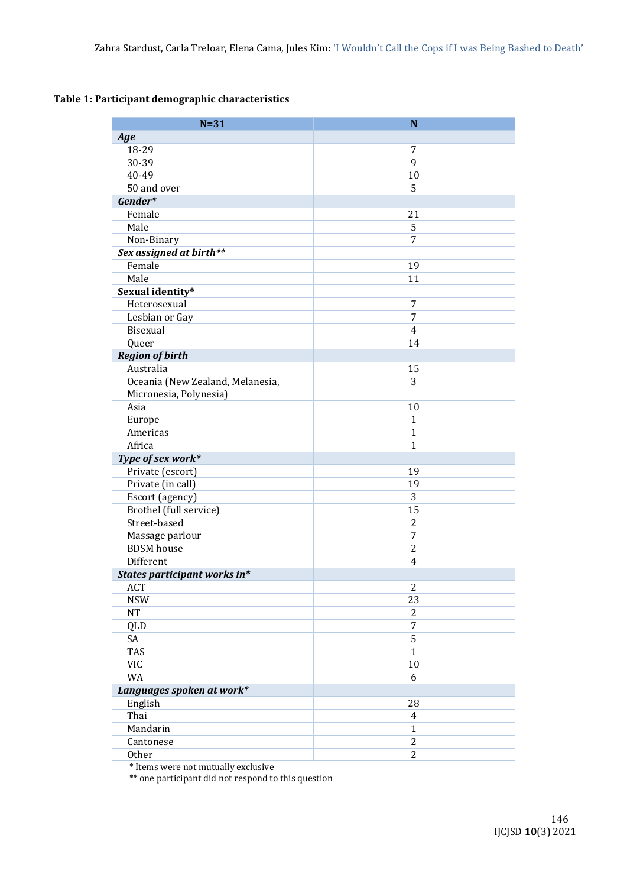**Table 1: Participant demographic characteristics**

| N=31 | N |
|---|---|
| ***Age*** | |
| 18-29 | 7 |
| 30-39 | 9 |
| 40-49 | 10 |
| 50 and over | 5 |
| ***Gender**** | |
| Female | 21 |
| Male | 5 |
| Non-Binary | 7 |
| ***Sex assigned at birth***** | |
| Female | 19 |
| Male | 11 |
| **Sexual identity*** | |
| Heterosexual | 7 |
| Lesbian or Gay | 7 |
| Bisexual | 4 |
| Queer | 14 |
| ***Region of birth*** | |
| Australia | 15 |
| Oceania (New Zealand, Melanesia, Micronesia, Polynesia) | 3 |
| Asia | 10 |
| Europe | 1 |
| Americas | 1 |
| Africa | 1 |
| ***Type of sex work**** | |
| Private (escort) | 19 |
| Private (in call) | 19 |
| Escort (agency) | 3 |
| Brothel (full service) | 15 |
| Street-based | 2 |
| Massage parlour | 7 |
| BDSM house | 2 |
| Different | 4 |
| ***States participant works in**** | |
| ACT | 2 |
| NSW | 23 |
| NT | 2 |
| QLD | 7 |
| SA | 5 |
| TAS | 1 |
| VIC | 10 |
| WA | 6 |
| ***Languages spoken at work**** | |
| English | 28 |
| Thai | 4 |
| Mandarin | 1 |
| Cantonese | 2 |
| Other | 2 |

\* Items were not mutually exclusive

\*\* one participant did not respond to this question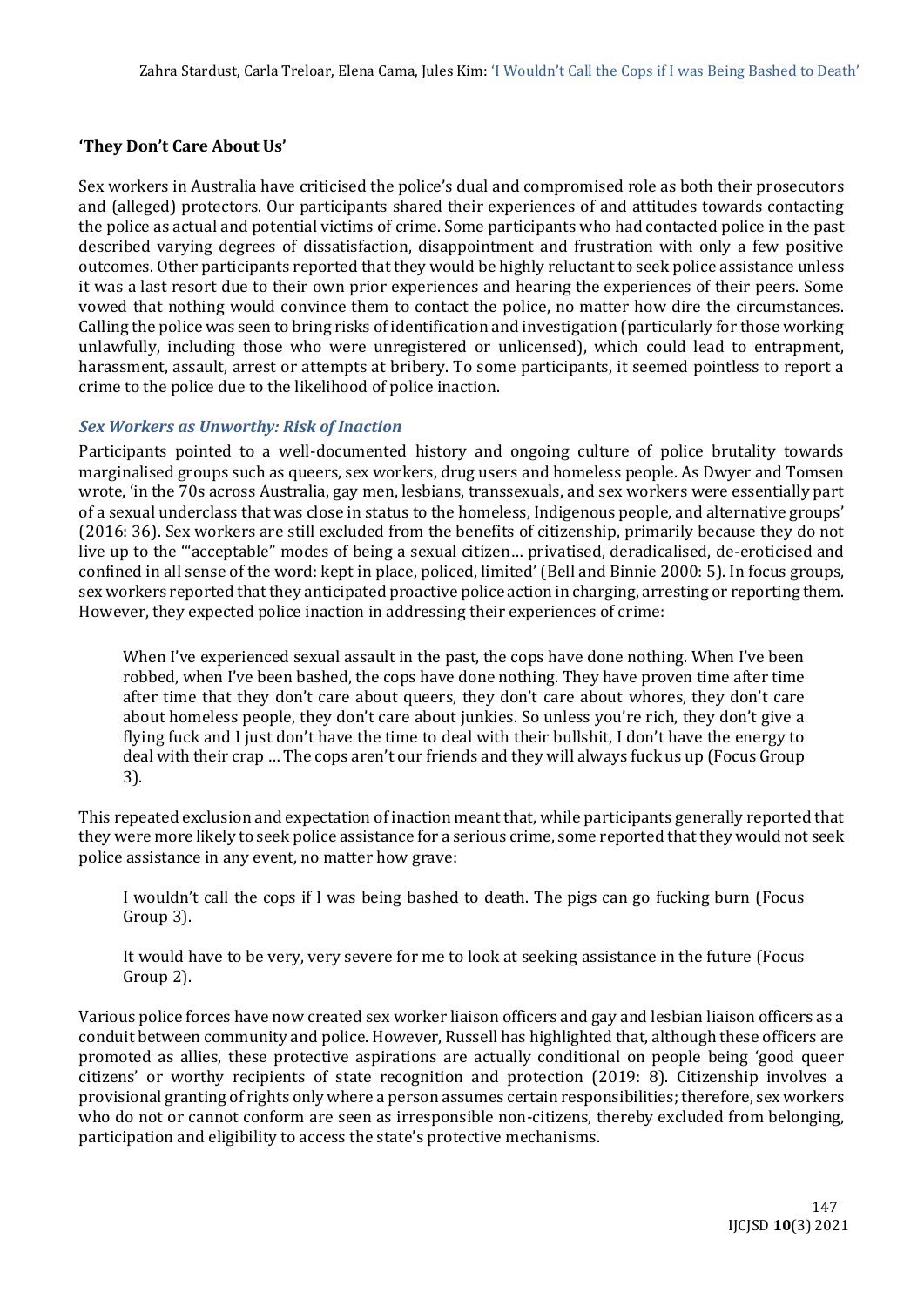## 'They Don't Care About Us'

Sex workers in Australia have criticised the police's dual and compromised role as both their prosecutors and (alleged) protectors. Our participants shared their experiences of and attitudes towards contacting the police as actual and potential victims of crime. Some participants who had contacted police in the past described varying degrees of dissatisfaction, disappointment and frustration with only a few positive outcomes. Other participants reported that they would be highly reluctant to seek police assistance unless it was a last resort due to their own prior experiences and hearing the experiences of their peers. Some vowed that nothing would convince them to contact the police, no matter how dire the circumstances. Calling the police was seen to bring risks of identification and investigation (particularly for those working unlawfully, including those who were unregistered or unlicensed), which could lead to entrapment, harassment, assault, arrest or attempts at bribery. To some participants, it seemed pointless to report a crime to the police due to the likelihood of police inaction.

### *Sex Workers as Unworthy: Risk of Inaction*

Participants pointed to a well-documented history and ongoing culture of police brutality towards marginalised groups such as queers, sex workers, drug users and homeless people. As Dwyer and Tomsen wrote, 'in the 70s across Australia, gay men, lesbians, transsexuals, and sex workers were essentially part of a sexual underclass that was close in status to the homeless, Indigenous people, and alternative groups' (2016: 36). Sex workers are still excluded from the benefits of citizenship, primarily because they do not live up to the '"acceptable" modes of being a sexual citizen… privatised, deradicalised, de-eroticised and confined in all sense of the word: kept in place, policed, limited' (Bell and Binnie 2000: 5). In focus groups, sex workers reported that they anticipated proactive police action in charging, arresting or reporting them. However, they expected police inaction in addressing their experiences of crime:

> When I've experienced sexual assault in the past, the cops have done nothing. When I've been robbed, when I've been bashed, the cops have done nothing. They have proven time after time after time that they don't care about queers, they don't care about whores, they don't care about homeless people, they don't care about junkies. So unless you're rich, they don't give a flying fuck and I just don't have the time to deal with their bullshit, I don't have the energy to deal with their crap … The cops aren't our friends and they will always fuck us up (Focus Group 3).

This repeated exclusion and expectation of inaction meant that, while participants generally reported that they were more likely to seek police assistance for a serious crime, some reported that they would not seek police assistance in any event, no matter how grave:

> I wouldn't call the cops if I was being bashed to death. The pigs can go fucking burn (Focus Group 3).
>
> It would have to be very, very severe for me to look at seeking assistance in the future (Focus Group 2).

Various police forces have now created sex worker liaison officers and gay and lesbian liaison officers as a conduit between community and police. However, Russell has highlighted that, although these officers are promoted as allies, these protective aspirations are actually conditional on people being 'good queer citizens' or worthy recipients of state recognition and protection (2019: 8). Citizenship involves a provisional granting of rights only where a person assumes certain responsibilities; therefore, sex workers who do not or cannot conform are seen as irresponsible non-citizens, thereby excluded from belonging, participation and eligibility to access the state's protective mechanisms.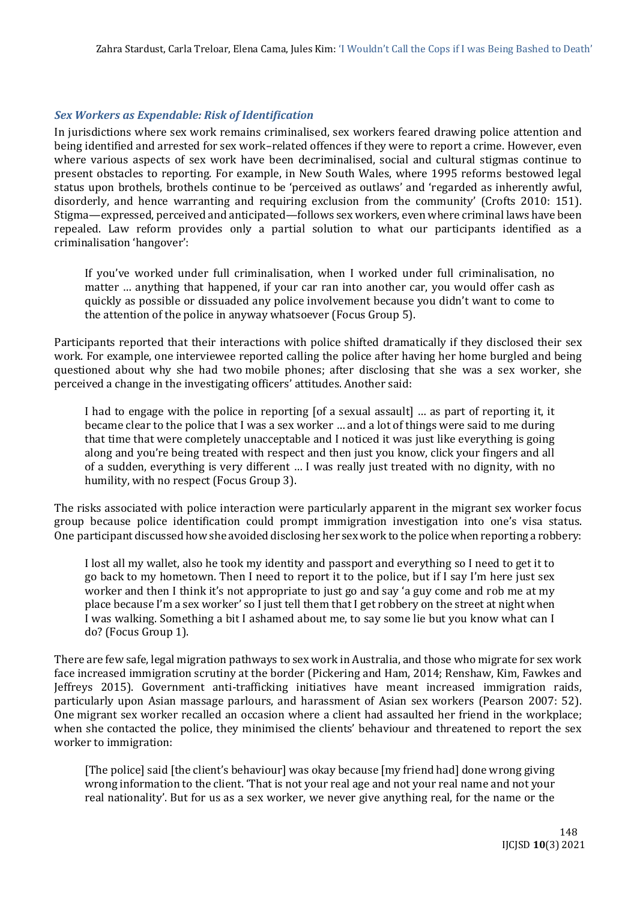### *Sex Workers as Expendable: Risk of Identification*

In jurisdictions where sex work remains criminalised, sex workers feared drawing police attention and being identified and arrested for sex work–related offences if they were to report a crime. However, even where various aspects of sex work have been decriminalised, social and cultural stigmas continue to present obstacles to reporting. For example, in New South Wales, where 1995 reforms bestowed legal status upon brothels, brothels continue to be 'perceived as outlaws' and 'regarded as inherently awful, disorderly, and hence warranting and requiring exclusion from the community' (Crofts 2010: 151). Stigma—expressed, perceived and anticipated—follows sex workers, even where criminal laws have been repealed. Law reform provides only a partial solution to what our participants identified as a criminalisation 'hangover':

> If you've worked under full criminalisation, when I worked under full criminalisation, no matter … anything that happened, if your car ran into another car, you would offer cash as quickly as possible or dissuaded any police involvement because you didn't want to come to the attention of the police in anyway whatsoever (Focus Group 5).

Participants reported that their interactions with police shifted dramatically if they disclosed their sex work. For example, one interviewee reported calling the police after having her home burgled and being questioned about why she had two mobile phones; after disclosing that she was a sex worker, she perceived a change in the investigating officers' attitudes. Another said:

> I had to engage with the police in reporting [of a sexual assault] … as part of reporting it, it became clear to the police that I was a sex worker … and a lot of things were said to me during that time that were completely unacceptable and I noticed it was just like everything is going along and you're being treated with respect and then just you know, click your fingers and all of a sudden, everything is very different … I was really just treated with no dignity, with no humility, with no respect (Focus Group 3).

The risks associated with police interaction were particularly apparent in the migrant sex worker focus group because police identification could prompt immigration investigation into one's visa status. One participant discussed how she avoided disclosing her sex work to the police when reporting a robbery:

> I lost all my wallet, also he took my identity and passport and everything so I need to get it to go back to my hometown. Then I need to report it to the police, but if I say I'm here just sex worker and then I think it's not appropriate to just go and say 'a guy come and rob me at my place because I'm a sex worker' so I just tell them that I get robbery on the street at night when I was walking. Something a bit I ashamed about me, to say some lie but you know what can I do? (Focus Group 1).

There are few safe, legal migration pathways to sex work in Australia, and those who migrate for sex work face increased immigration scrutiny at the border (Pickering and Ham, 2014; Renshaw, Kim, Fawkes and Jeffreys 2015). Government anti-trafficking initiatives have meant increased immigration raids, particularly upon Asian massage parlours, and harassment of Asian sex workers (Pearson 2007: 52). One migrant sex worker recalled an occasion where a client had assaulted her friend in the workplace; when she contacted the police, they minimised the clients' behaviour and threatened to report the sex worker to immigration:

> [The police] said [the client's behaviour] was okay because [my friend had] done wrong giving wrong information to the client. 'That is not your real age and not your real name and not your real nationality'. But for us as a sex worker, we never give anything real, for the name or the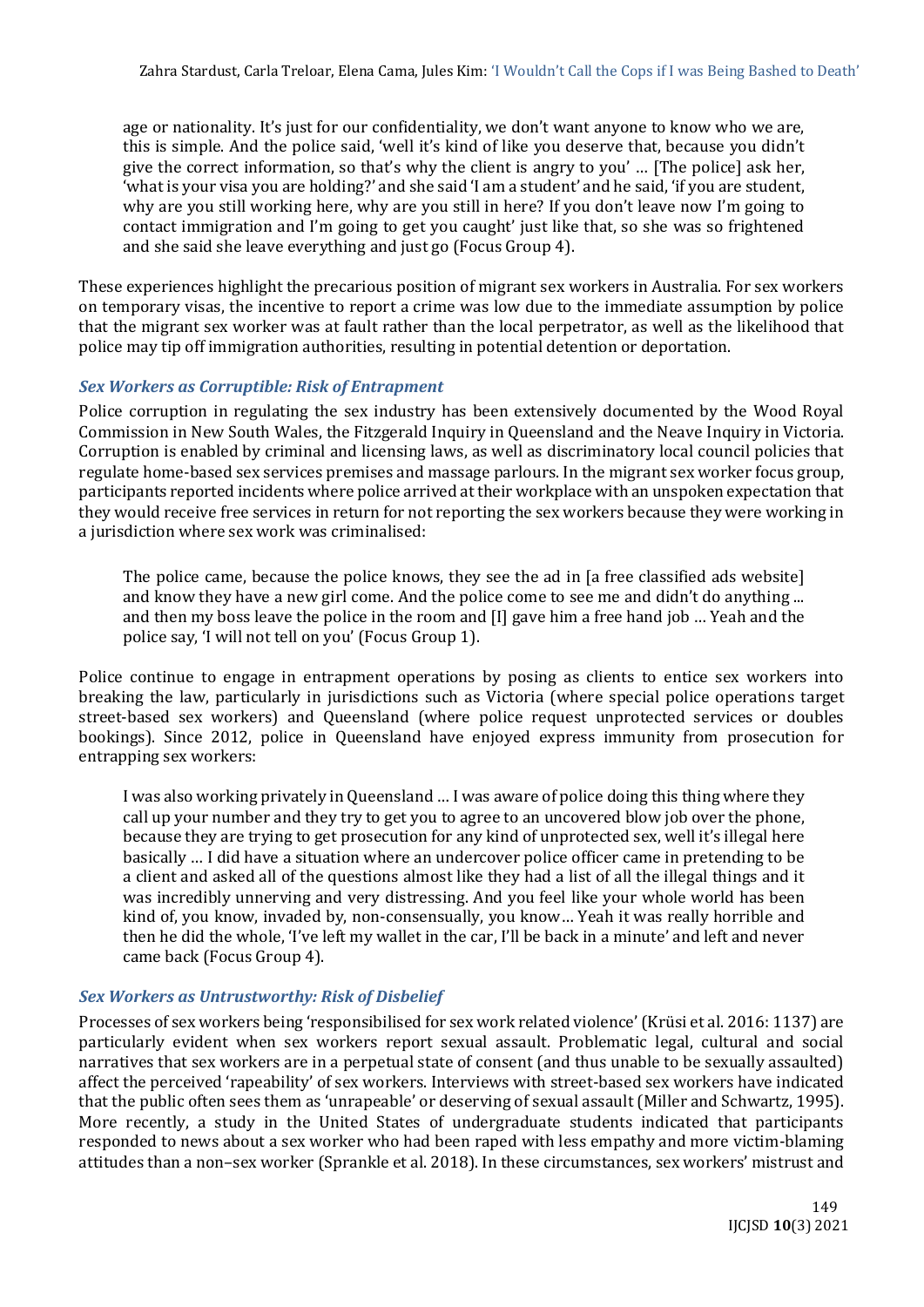> age or nationality. It's just for our confidentiality, we don't want anyone to know who we are, this is simple. And the police said, 'well it's kind of like you deserve that, because you didn't give the correct information, so that's why the client is angry to you' … [The police] ask her, 'what is your visa you are holding?' and she said 'I am a student' and he said, 'if you are student, why are you still working here, why are you still in here? If you don't leave now I'm going to contact immigration and I'm going to get you caught' just like that, so she was so frightened and she said she leave everything and just go (Focus Group 4).

These experiences highlight the precarious position of migrant sex workers in Australia. For sex workers on temporary visas, the incentive to report a crime was low due to the immediate assumption by police that the migrant sex worker was at fault rather than the local perpetrator, as well as the likelihood that police may tip off immigration authorities, resulting in potential detention or deportation.

### *Sex Workers as Corruptible: Risk of Entrapment*

Police corruption in regulating the sex industry has been extensively documented by the Wood Royal Commission in New South Wales, the Fitzgerald Inquiry in Queensland and the Neave Inquiry in Victoria. Corruption is enabled by criminal and licensing laws, as well as discriminatory local council policies that regulate home-based sex services premises and massage parlours. In the migrant sex worker focus group, participants reported incidents where police arrived at their workplace with an unspoken expectation that they would receive free services in return for not reporting the sex workers because they were working in a jurisdiction where sex work was criminalised:

> The police came, because the police knows, they see the ad in [a free classified ads website] and know they have a new girl come. And the police come to see me and didn't do anything ... and then my boss leave the police in the room and [I] gave him a free hand job … Yeah and the police say, 'I will not tell on you' (Focus Group 1).

Police continue to engage in entrapment operations by posing as clients to entice sex workers into breaking the law, particularly in jurisdictions such as Victoria (where special police operations target street-based sex workers) and Queensland (where police request unprotected services or doubles bookings). Since 2012, police in Queensland have enjoyed express immunity from prosecution for entrapping sex workers:

> I was also working privately in Queensland … I was aware of police doing this thing where they call up your number and they try to get you to agree to an uncovered blow job over the phone, because they are trying to get prosecution for any kind of unprotected sex, well it's illegal here basically … I did have a situation where an undercover police officer came in pretending to be a client and asked all of the questions almost like they had a list of all the illegal things and it was incredibly unnerving and very distressing. And you feel like your whole world has been kind of, you know, invaded by, non-consensually, you know… Yeah it was really horrible and then he did the whole, 'I've left my wallet in the car, I'll be back in a minute' and left and never came back (Focus Group 4).

### *Sex Workers as Untrustworthy: Risk of Disbelief*

Processes of sex workers being 'responsibilised for sex work related violence' (Krüsi et al. 2016: 1137) are particularly evident when sex workers report sexual assault. Problematic legal, cultural and social narratives that sex workers are in a perpetual state of consent (and thus unable to be sexually assaulted) affect the perceived 'rapeability' of sex workers. Interviews with street-based sex workers have indicated that the public often sees them as 'unrapeable' or deserving of sexual assault (Miller and Schwartz, 1995). More recently, a study in the United States of undergraduate students indicated that participants responded to news about a sex worker who had been raped with less empathy and more victim-blaming attitudes than a non–sex worker (Sprankle et al. 2018). In these circumstances, sex workers' mistrust and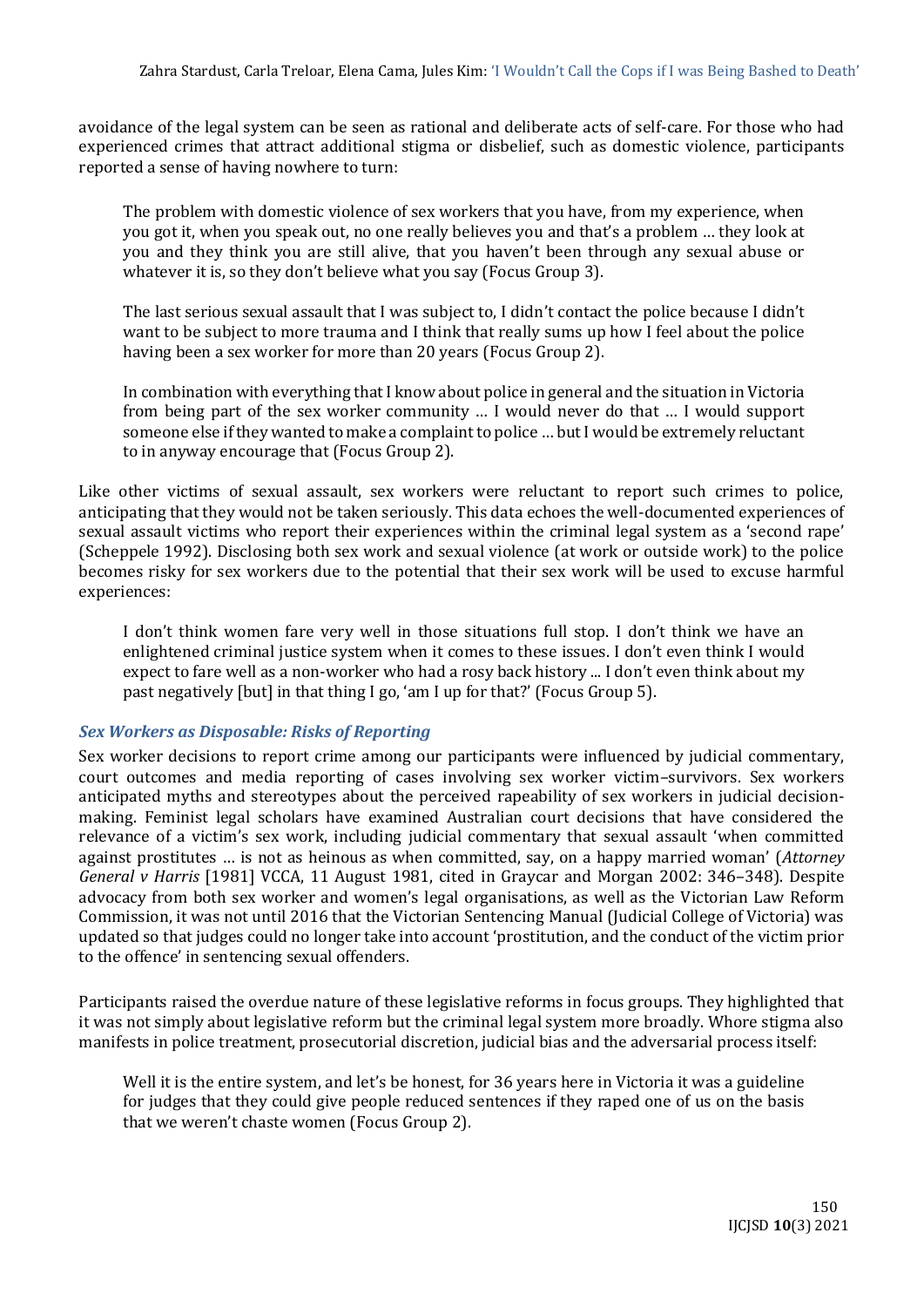avoidance of the legal system can be seen as rational and deliberate acts of self-care. For those who had experienced crimes that attract additional stigma or disbelief, such as domestic violence, participants reported a sense of having nowhere to turn:

> The problem with domestic violence of sex workers that you have, from my experience, when you got it, when you speak out, no one really believes you and that's a problem … they look at you and they think you are still alive, that you haven't been through any sexual abuse or whatever it is, so they don't believe what you say (Focus Group 3).

> The last serious sexual assault that I was subject to, I didn't contact the police because I didn't want to be subject to more trauma and I think that really sums up how I feel about the police having been a sex worker for more than 20 years (Focus Group 2).

> In combination with everything that I know about police in general and the situation in Victoria from being part of the sex worker community … I would never do that … I would support someone else if they wanted to make a complaint to police … but I would be extremely reluctant to in anyway encourage that (Focus Group 2).

Like other victims of sexual assault, sex workers were reluctant to report such crimes to police, anticipating that they would not be taken seriously. This data echoes the well-documented experiences of sexual assault victims who report their experiences within the criminal legal system as a 'second rape' (Scheppele 1992). Disclosing both sex work and sexual violence (at work or outside work) to the police becomes risky for sex workers due to the potential that their sex work will be used to excuse harmful experiences:

> I don't think women fare very well in those situations full stop. I don't think we have an enlightened criminal justice system when it comes to these issues. I don't even think I would expect to fare well as a non-worker who had a rosy back history ... I don't even think about my past negatively [but] in that thing I go, 'am I up for that?' (Focus Group 5).

### *Sex Workers as Disposable: Risks of Reporting*

Sex worker decisions to report crime among our participants were influenced by judicial commentary, court outcomes and media reporting of cases involving sex worker victim–survivors. Sex workers anticipated myths and stereotypes about the perceived rapeability of sex workers in judicial decision-making. Feminist legal scholars have examined Australian court decisions that have considered the relevance of a victim's sex work, including judicial commentary that sexual assault 'when committed against prostitutes … is not as heinous as when committed, say, on a happy married woman' (*Attorney General v Harris* [1981] VCCA, 11 August 1981, cited in Graycar and Morgan 2002: 346–348). Despite advocacy from both sex worker and women's legal organisations, as well as the Victorian Law Reform Commission, it was not until 2016 that the Victorian Sentencing Manual (Judicial College of Victoria) was updated so that judges could no longer take into account 'prostitution, and the conduct of the victim prior to the offence' in sentencing sexual offenders.

Participants raised the overdue nature of these legislative reforms in focus groups. They highlighted that it was not simply about legislative reform but the criminal legal system more broadly. Whore stigma also manifests in police treatment, prosecutorial discretion, judicial bias and the adversarial process itself:

> Well it is the entire system, and let's be honest, for 36 years here in Victoria it was a guideline for judges that they could give people reduced sentences if they raped one of us on the basis that we weren't chaste women (Focus Group 2).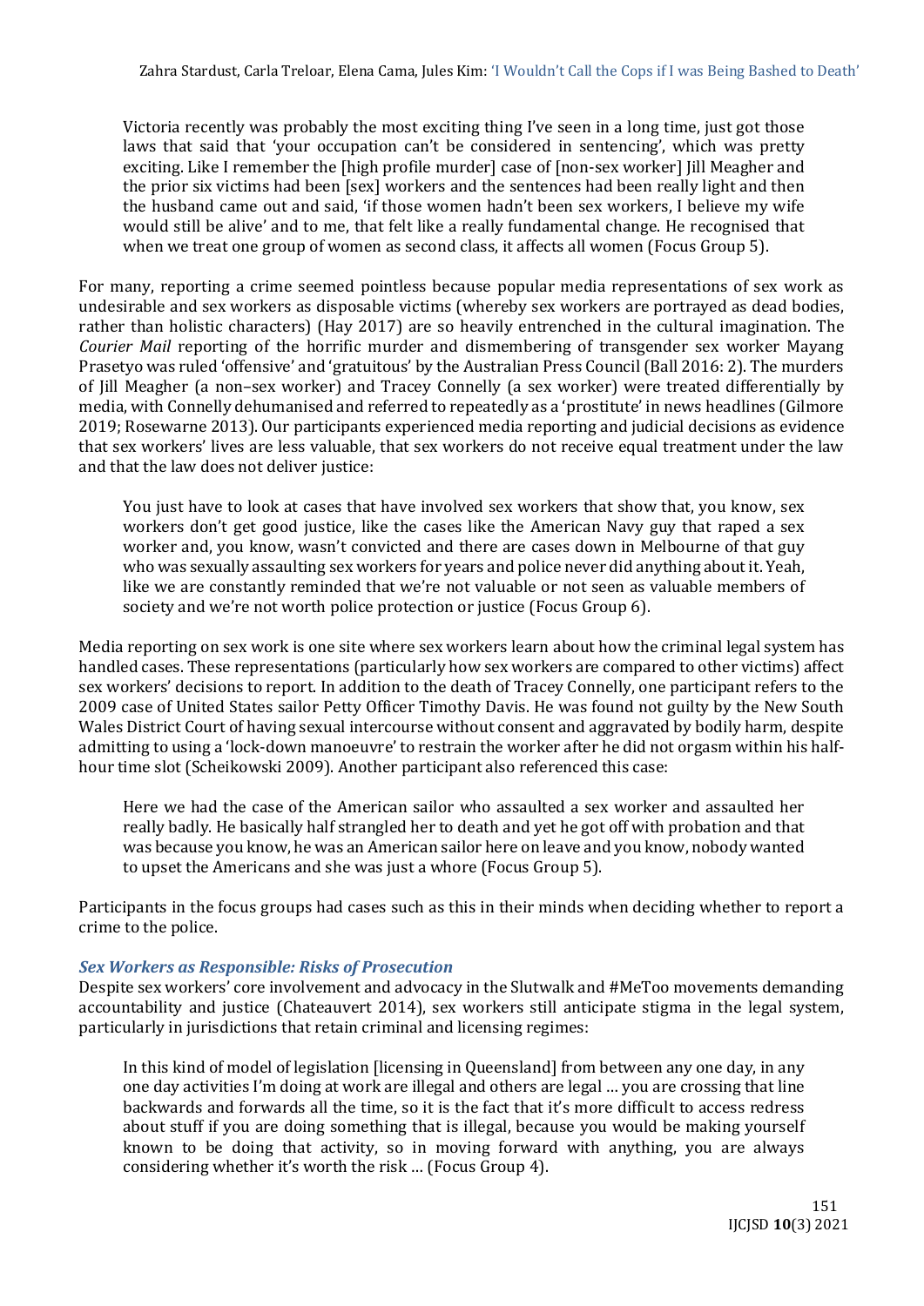> Victoria recently was probably the most exciting thing I've seen in a long time, just got those laws that said that 'your occupation can't be considered in sentencing', which was pretty exciting. Like I remember the [high profile murder] case of [non-sex worker] Jill Meagher and the prior six victims had been [sex] workers and the sentences had been really light and then the husband came out and said, 'if those women hadn't been sex workers, I believe my wife would still be alive' and to me, that felt like a really fundamental change. He recognised that when we treat one group of women as second class, it affects all women (Focus Group 5).

For many, reporting a crime seemed pointless because popular media representations of sex work as undesirable and sex workers as disposable victims (whereby sex workers are portrayed as dead bodies, rather than holistic characters) (Hay 2017) are so heavily entrenched in the cultural imagination. The *Courier Mail* reporting of the horrific murder and dismembering of transgender sex worker Mayang Prasetyo was ruled 'offensive' and 'gratuitous' by the Australian Press Council (Ball 2016: 2). The murders of Jill Meagher (a non–sex worker) and Tracey Connelly (a sex worker) were treated differentially by media, with Connelly dehumanised and referred to repeatedly as a 'prostitute' in news headlines (Gilmore 2019; Rosewarne 2013). Our participants experienced media reporting and judicial decisions as evidence that sex workers' lives are less valuable, that sex workers do not receive equal treatment under the law and that the law does not deliver justice:

> You just have to look at cases that have involved sex workers that show that, you know, sex workers don't get good justice, like the cases like the American Navy guy that raped a sex worker and, you know, wasn't convicted and there are cases down in Melbourne of that guy who was sexually assaulting sex workers for years and police never did anything about it. Yeah, like we are constantly reminded that we're not valuable or not seen as valuable members of society and we're not worth police protection or justice (Focus Group 6).

Media reporting on sex work is one site where sex workers learn about how the criminal legal system has handled cases. These representations (particularly how sex workers are compared to other victims) affect sex workers' decisions to report. In addition to the death of Tracey Connelly, one participant refers to the 2009 case of United States sailor Petty Officer Timothy Davis. He was found not guilty by the New South Wales District Court of having sexual intercourse without consent and aggravated by bodily harm, despite admitting to using a 'lock-down manoeuvre' to restrain the worker after he did not orgasm within his half-hour time slot (Scheikowski 2009). Another participant also referenced this case:

> Here we had the case of the American sailor who assaulted a sex worker and assaulted her really badly. He basically half strangled her to death and yet he got off with probation and that was because you know, he was an American sailor here on leave and you know, nobody wanted to upset the Americans and she was just a whore (Focus Group 5).

Participants in the focus groups had cases such as this in their minds when deciding whether to report a crime to the police.

### *Sex Workers as Responsible: Risks of Prosecution*

Despite sex workers' core involvement and advocacy in the Slutwalk and #MeToo movements demanding accountability and justice (Chateauvert 2014), sex workers still anticipate stigma in the legal system, particularly in jurisdictions that retain criminal and licensing regimes:

> In this kind of model of legislation [licensing in Queensland] from between any one day, in any one day activities I'm doing at work are illegal and others are legal … you are crossing that line backwards and forwards all the time, so it is the fact that it's more difficult to access redress about stuff if you are doing something that is illegal, because you would be making yourself known to be doing that activity, so in moving forward with anything, you are always considering whether it's worth the risk … (Focus Group 4).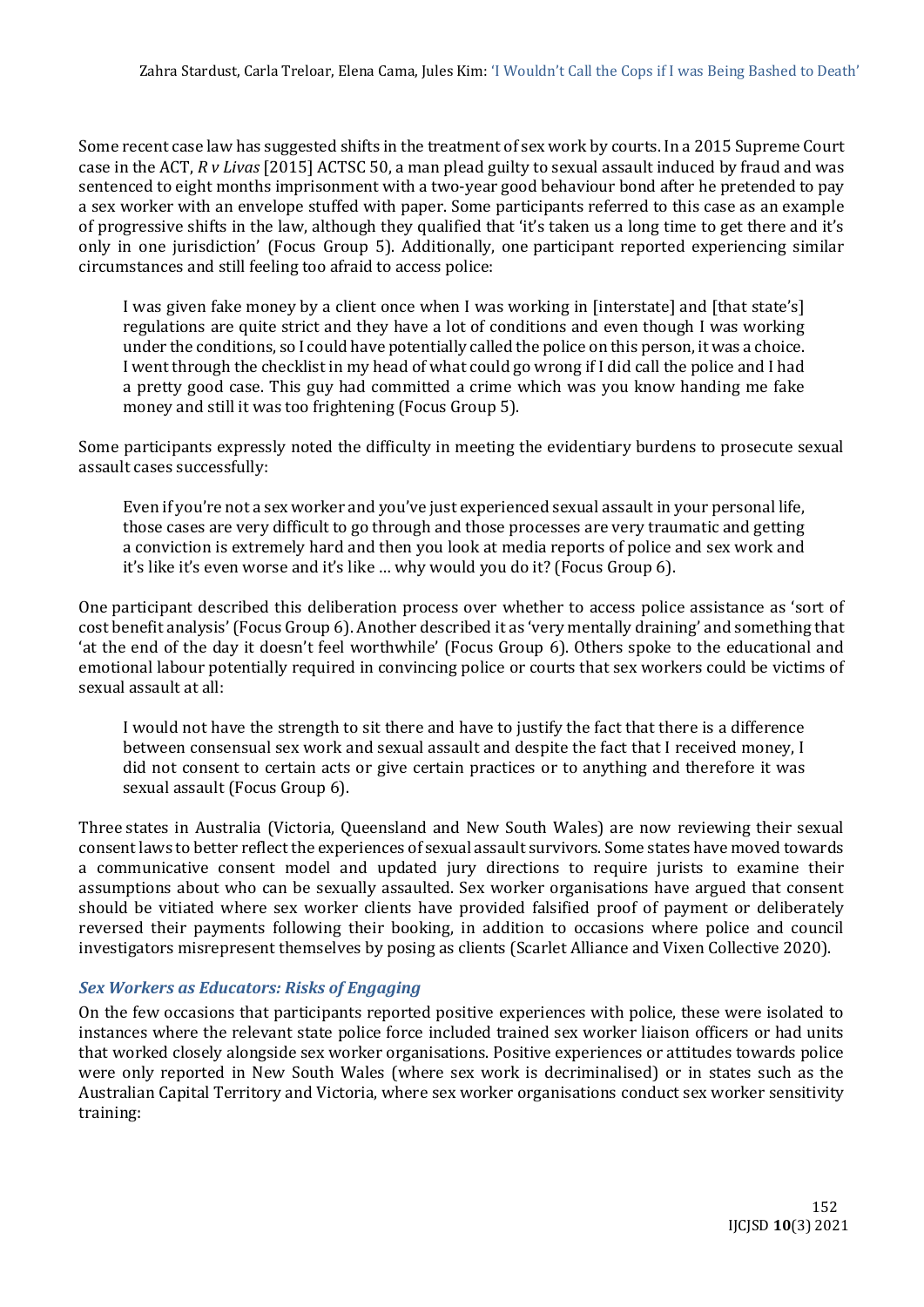Some recent case law has suggested shifts in the treatment of sex work by courts. In a 2015 Supreme Court case in the ACT, *R v Livas* [2015] ACTSC 50, a man plead guilty to sexual assault induced by fraud and was sentenced to eight months imprisonment with a two-year good behaviour bond after he pretended to pay a sex worker with an envelope stuffed with paper. Some participants referred to this case as an example of progressive shifts in the law, although they qualified that 'it's taken us a long time to get there and it's only in one jurisdiction' (Focus Group 5). Additionally, one participant reported experiencing similar circumstances and still feeling too afraid to access police:

> I was given fake money by a client once when I was working in [interstate] and [that state's] regulations are quite strict and they have a lot of conditions and even though I was working under the conditions, so I could have potentially called the police on this person, it was a choice. I went through the checklist in my head of what could go wrong if I did call the police and I had a pretty good case. This guy had committed a crime which was you know handing me fake money and still it was too frightening (Focus Group 5).

Some participants expressly noted the difficulty in meeting the evidentiary burdens to prosecute sexual assault cases successfully:

> Even if you're not a sex worker and you've just experienced sexual assault in your personal life, those cases are very difficult to go through and those processes are very traumatic and getting a conviction is extremely hard and then you look at media reports of police and sex work and it's like it's even worse and it's like … why would you do it? (Focus Group 6).

One participant described this deliberation process over whether to access police assistance as 'sort of cost benefit analysis' (Focus Group 6). Another described it as 'very mentally draining' and something that 'at the end of the day it doesn't feel worthwhile' (Focus Group 6). Others spoke to the educational and emotional labour potentially required in convincing police or courts that sex workers could be victims of sexual assault at all:

> I would not have the strength to sit there and have to justify the fact that there is a difference between consensual sex work and sexual assault and despite the fact that I received money, I did not consent to certain acts or give certain practices or to anything and therefore it was sexual assault (Focus Group 6).

Three states in Australia (Victoria, Queensland and New South Wales) are now reviewing their sexual consent laws to better reflect the experiences of sexual assault survivors. Some states have moved towards a communicative consent model and updated jury directions to require jurists to examine their assumptions about who can be sexually assaulted. Sex worker organisations have argued that consent should be vitiated where sex worker clients have provided falsified proof of payment or deliberately reversed their payments following their booking, in addition to occasions where police and council investigators misrepresent themselves by posing as clients (Scarlet Alliance and Vixen Collective 2020).

### *Sex Workers as Educators: Risks of Engaging*

On the few occasions that participants reported positive experiences with police, these were isolated to instances where the relevant state police force included trained sex worker liaison officers or had units that worked closely alongside sex worker organisations. Positive experiences or attitudes towards police were only reported in New South Wales (where sex work is decriminalised) or in states such as the Australian Capital Territory and Victoria, where sex worker organisations conduct sex worker sensitivity training: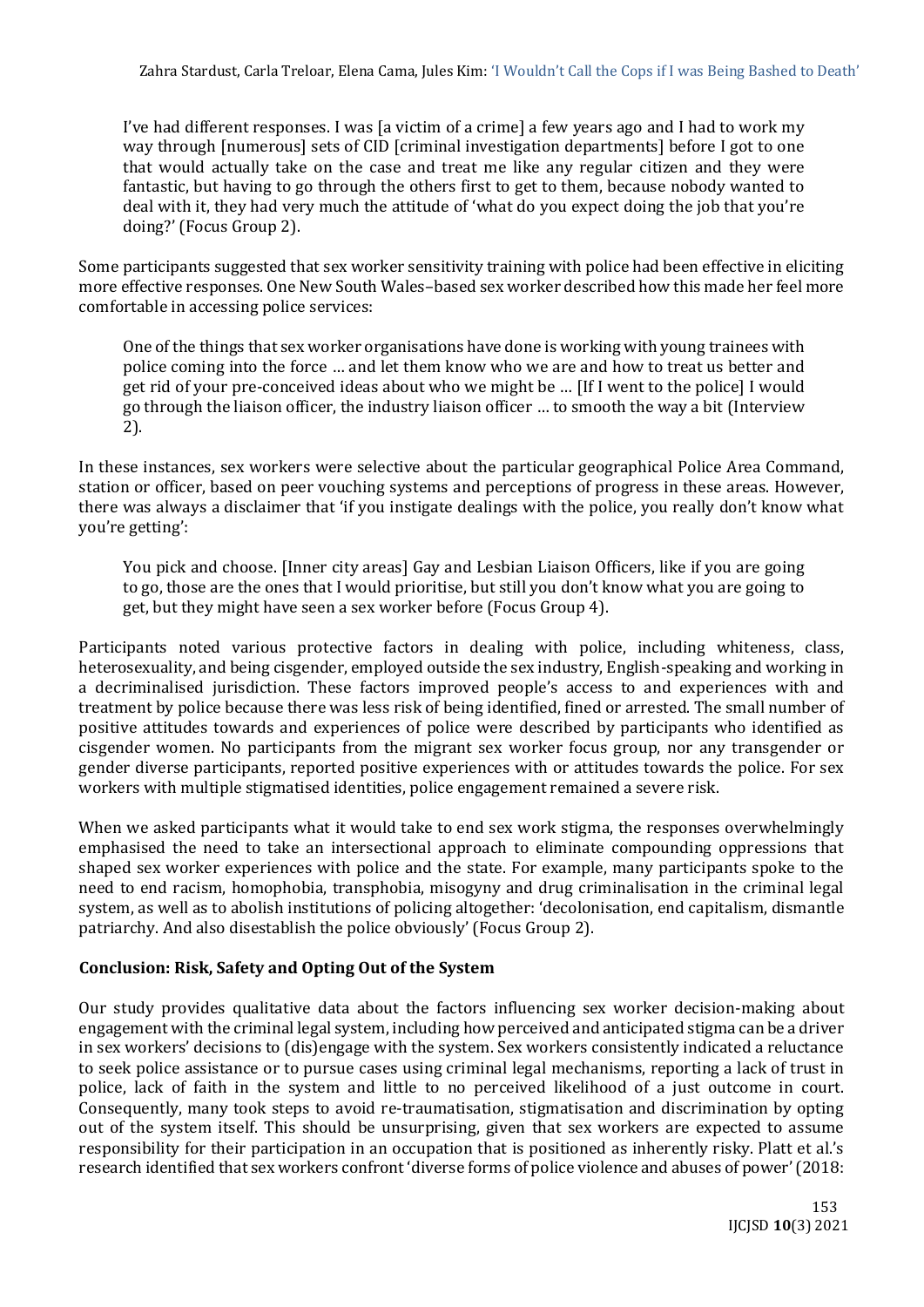> I've had different responses. I was [a victim of a crime] a few years ago and I had to work my way through [numerous] sets of CID [criminal investigation departments] before I got to one that would actually take on the case and treat me like any regular citizen and they were fantastic, but having to go through the others first to get to them, because nobody wanted to deal with it, they had very much the attitude of 'what do you expect doing the job that you're doing?' (Focus Group 2).

Some participants suggested that sex worker sensitivity training with police had been effective in eliciting more effective responses. One New South Wales–based sex worker described how this made her feel more comfortable in accessing police services:

> One of the things that sex worker organisations have done is working with young trainees with police coming into the force … and let them know who we are and how to treat us better and get rid of your pre-conceived ideas about who we might be … [If I went to the police] I would go through the liaison officer, the industry liaison officer … to smooth the way a bit (Interview 2).

In these instances, sex workers were selective about the particular geographical Police Area Command, station or officer, based on peer vouching systems and perceptions of progress in these areas. However, there was always a disclaimer that 'if you instigate dealings with the police, you really don't know what you're getting':

> You pick and choose. [Inner city areas] Gay and Lesbian Liaison Officers, like if you are going to go, those are the ones that I would prioritise, but still you don't know what you are going to get, but they might have seen a sex worker before (Focus Group 4).

Participants noted various protective factors in dealing with police, including whiteness, class, heterosexuality, and being cisgender, employed outside the sex industry, English-speaking and working in a decriminalised jurisdiction. These factors improved people's access to and experiences with and treatment by police because there was less risk of being identified, fined or arrested. The small number of positive attitudes towards and experiences of police were described by participants who identified as cisgender women. No participants from the migrant sex worker focus group, nor any transgender or gender diverse participants, reported positive experiences with or attitudes towards the police. For sex workers with multiple stigmatised identities, police engagement remained a severe risk.

When we asked participants what it would take to end sex work stigma, the responses overwhelmingly emphasised the need to take an intersectional approach to eliminate compounding oppressions that shaped sex worker experiences with police and the state. For example, many participants spoke to the need to end racism, homophobia, transphobia, misogyny and drug criminalisation in the criminal legal system, as well as to abolish institutions of policing altogether: 'decolonisation, end capitalism, dismantle patriarchy. And also disestablish the police obviously' (Focus Group 2).

## Conclusion: Risk, Safety and Opting Out of the System

Our study provides qualitative data about the factors influencing sex worker decision-making about engagement with the criminal legal system, including how perceived and anticipated stigma can be a driver in sex workers' decisions to (dis)engage with the system. Sex workers consistently indicated a reluctance to seek police assistance or to pursue cases using criminal legal mechanisms, reporting a lack of trust in police, lack of faith in the system and little to no perceived likelihood of a just outcome in court. Consequently, many took steps to avoid re-traumatisation, stigmatisation and discrimination by opting out of the system itself. This should be unsurprising, given that sex workers are expected to assume responsibility for their participation in an occupation that is positioned as inherently risky. Platt et al.'s research identified that sex workers confront 'diverse forms of police violence and abuses of power' (2018: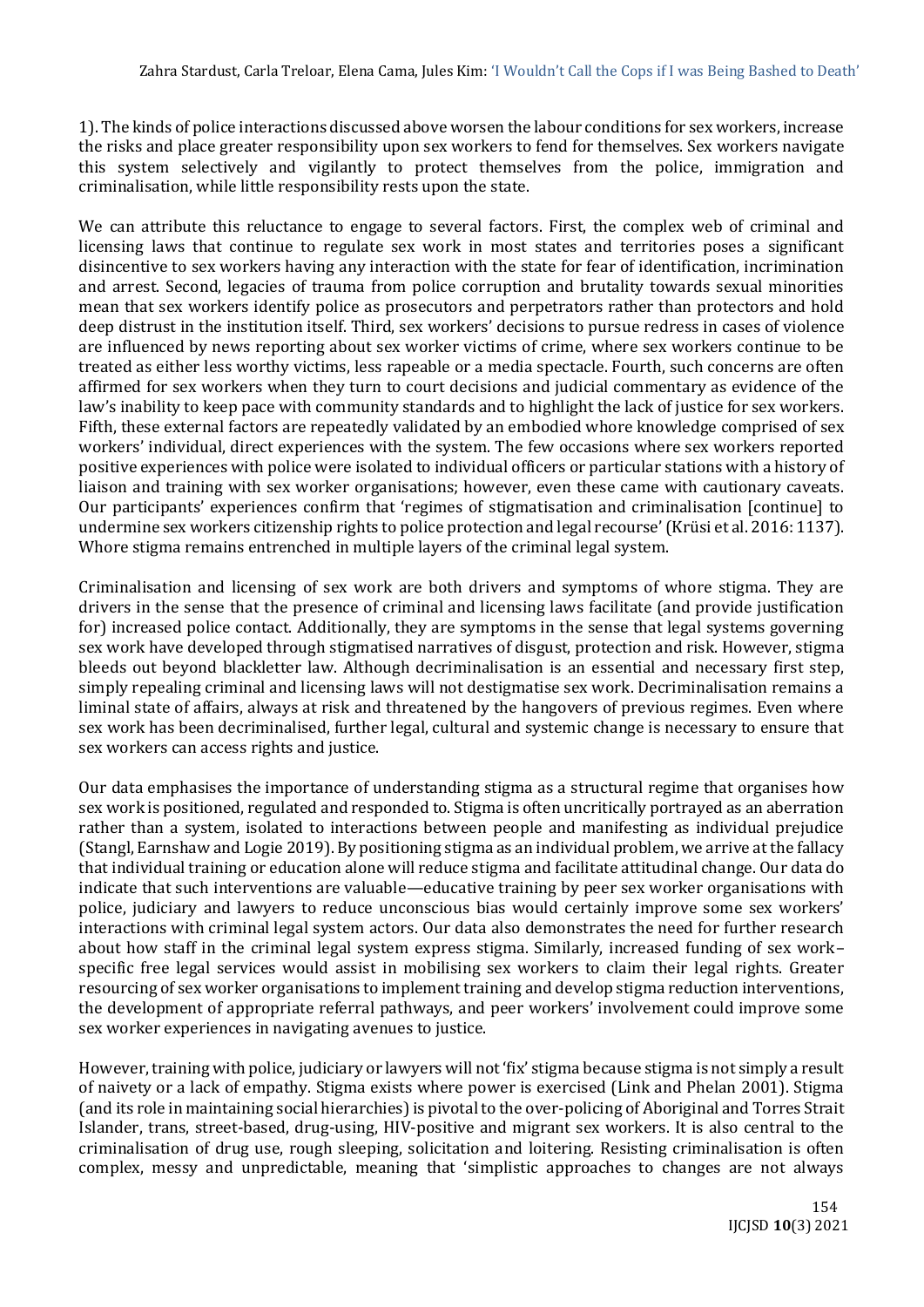1). The kinds of police interactions discussed above worsen the labour conditions for sex workers, increase the risks and place greater responsibility upon sex workers to fend for themselves. Sex workers navigate this system selectively and vigilantly to protect themselves from the police, immigration and criminalisation, while little responsibility rests upon the state.

We can attribute this reluctance to engage to several factors. First, the complex web of criminal and licensing laws that continue to regulate sex work in most states and territories poses a significant disincentive to sex workers having any interaction with the state for fear of identification, incrimination and arrest. Second, legacies of trauma from police corruption and brutality towards sexual minorities mean that sex workers identify police as prosecutors and perpetrators rather than protectors and hold deep distrust in the institution itself. Third, sex workers' decisions to pursue redress in cases of violence are influenced by news reporting about sex worker victims of crime, where sex workers continue to be treated as either less worthy victims, less rapeable or a media spectacle. Fourth, such concerns are often affirmed for sex workers when they turn to court decisions and judicial commentary as evidence of the law's inability to keep pace with community standards and to highlight the lack of justice for sex workers. Fifth, these external factors are repeatedly validated by an embodied whore knowledge comprised of sex workers' individual, direct experiences with the system. The few occasions where sex workers reported positive experiences with police were isolated to individual officers or particular stations with a history of liaison and training with sex worker organisations; however, even these came with cautionary caveats. Our participants' experiences confirm that 'regimes of stigmatisation and criminalisation [continue] to undermine sex workers citizenship rights to police protection and legal recourse' (Krüsi et al. 2016: 1137). Whore stigma remains entrenched in multiple layers of the criminal legal system.

Criminalisation and licensing of sex work are both drivers and symptoms of whore stigma. They are drivers in the sense that the presence of criminal and licensing laws facilitate (and provide justification for) increased police contact. Additionally, they are symptoms in the sense that legal systems governing sex work have developed through stigmatised narratives of disgust, protection and risk. However, stigma bleeds out beyond blackletter law. Although decriminalisation is an essential and necessary first step, simply repealing criminal and licensing laws will not destigmatise sex work. Decriminalisation remains a liminal state of affairs, always at risk and threatened by the hangovers of previous regimes. Even where sex work has been decriminalised, further legal, cultural and systemic change is necessary to ensure that sex workers can access rights and justice.

Our data emphasises the importance of understanding stigma as a structural regime that organises how sex work is positioned, regulated and responded to. Stigma is often uncritically portrayed as an aberration rather than a system, isolated to interactions between people and manifesting as individual prejudice (Stangl, Earnshaw and Logie 2019). By positioning stigma as an individual problem, we arrive at the fallacy that individual training or education alone will reduce stigma and facilitate attitudinal change. Our data do indicate that such interventions are valuable—educative training by peer sex worker organisations with police, judiciary and lawyers to reduce unconscious bias would certainly improve some sex workers' interactions with criminal legal system actors. Our data also demonstrates the need for further research about how staff in the criminal legal system express stigma. Similarly, increased funding of sex work–specific free legal services would assist in mobilising sex workers to claim their legal rights. Greater resourcing of sex worker organisations to implement training and develop stigma reduction interventions, the development of appropriate referral pathways, and peer workers' involvement could improve some sex worker experiences in navigating avenues to justice.

However, training with police, judiciary or lawyers will not 'fix' stigma because stigma is not simply a result of naivety or a lack of empathy. Stigma exists where power is exercised (Link and Phelan 2001). Stigma (and its role in maintaining social hierarchies) is pivotal to the over-policing of Aboriginal and Torres Strait Islander, trans, street-based, drug-using, HIV-positive and migrant sex workers. It is also central to the criminalisation of drug use, rough sleeping, solicitation and loitering. Resisting criminalisation is often complex, messy and unpredictable, meaning that 'simplistic approaches to changes are not always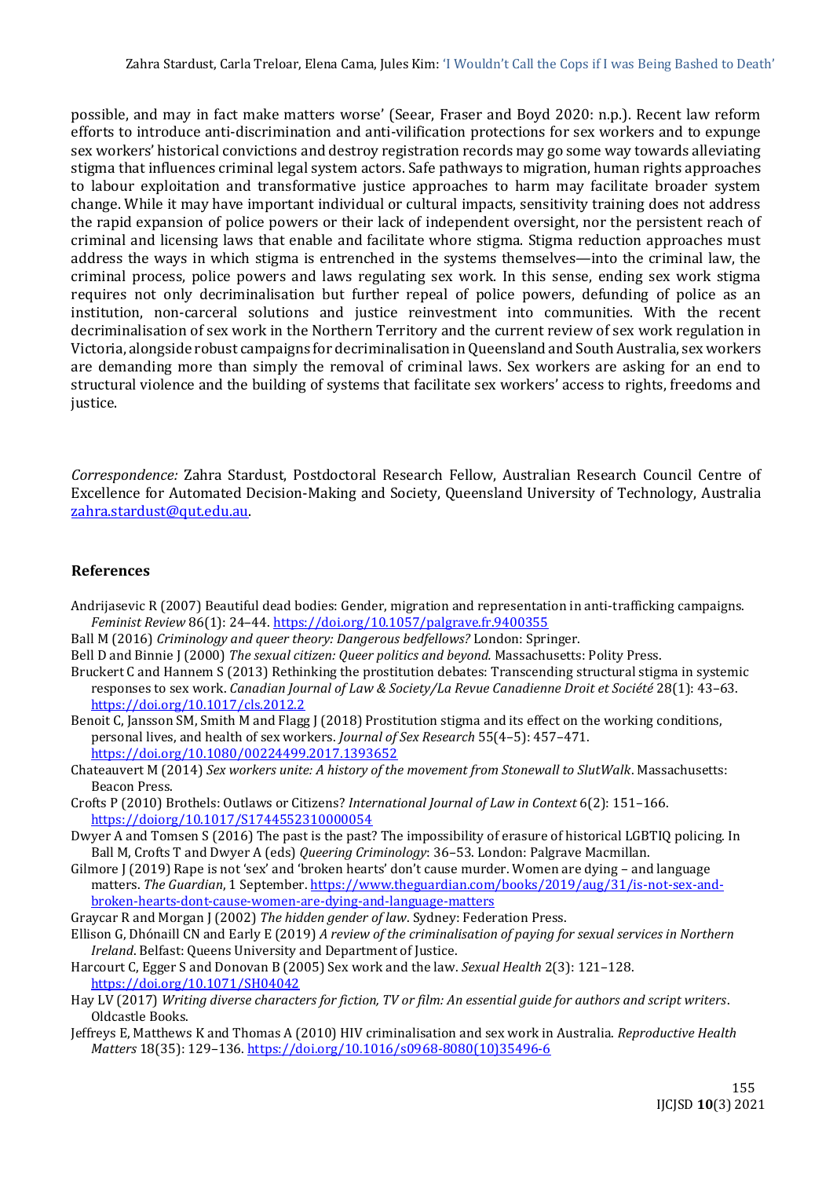possible, and may in fact make matters worse' (Seear, Fraser and Boyd 2020: n.p.). Recent law reform efforts to introduce anti-discrimination and anti-vilification protections for sex workers and to expunge sex workers' historical convictions and destroy registration records may go some way towards alleviating stigma that influences criminal legal system actors. Safe pathways to migration, human rights approaches to labour exploitation and transformative justice approaches to harm may facilitate broader system change. While it may have important individual or cultural impacts, sensitivity training does not address the rapid expansion of police powers or their lack of independent oversight, nor the persistent reach of criminal and licensing laws that enable and facilitate whore stigma. Stigma reduction approaches must address the ways in which stigma is entrenched in the systems themselves—into the criminal law, the criminal process, police powers and laws regulating sex work. In this sense, ending sex work stigma requires not only decriminalisation but further repeal of police powers, defunding of police as an institution, non-carceral solutions and justice reinvestment into communities. With the recent decriminalisation of sex work in the Northern Territory and the current review of sex work regulation in Victoria, alongside robust campaigns for decriminalisation in Queensland and South Australia, sex workers are demanding more than simply the removal of criminal laws. Sex workers are asking for an end to structural violence and the building of systems that facilitate sex workers' access to rights, freedoms and justice.

*Correspondence:* Zahra Stardust, Postdoctoral Research Fellow, Australian Research Council Centre of Excellence for Automated Decision-Making and Society, Queensland University of Technology, Australia zahra.stardust@qut.edu.au.

## References

Andrijasevic R (2007) Beautiful dead bodies: Gender, migration and representation in anti-trafficking campaigns. *Feminist Review* 86(1): 24–44. https://doi.org/10.1057/palgrave.fr.9400355

Ball M (2016) *Criminology and queer theory: Dangerous bedfellows?* London: Springer.

Bell D and Binnie J (2000) *The sexual citizen: Queer politics and beyond.* Massachusetts: Polity Press.

Bruckert C and Hannem S (2013) Rethinking the prostitution debates: Transcending structural stigma in systemic responses to sex work. *Canadian Journal of Law & Society/La Revue Canadienne Droit et Société* 28(1): 43–63. https://doi.org/10.1017/cls.2012.2

Benoit C, Jansson SM, Smith M and Flagg J (2018) Prostitution stigma and its effect on the working conditions, personal lives, and health of sex workers. *Journal of Sex Research* 55(4–5): 457–471. https://doi.org/10.1080/00224499.2017.1393652

Chateauvert M (2014) *Sex workers unite: A history of the movement from Stonewall to SlutWalk*. Massachusetts: Beacon Press.

Crofts P (2010) Brothels: Outlaws or Citizens? *International Journal of Law in Context* 6(2): 151–166. https://doiorg/10.1017/S1744552310000054

Dwyer A and Tomsen S (2016) The past is the past? The impossibility of erasure of historical LGBTIQ policing. In Ball M, Crofts T and Dwyer A (eds) *Queering Criminology*: 36–53. London: Palgrave Macmillan.

Gilmore J (2019) Rape is not 'sex' and 'broken hearts' don't cause murder. Women are dying – and language matters. *The Guardian*, 1 September. https://www.theguardian.com/books/2019/aug/31/is-not-sex-and-broken-hearts-dont-cause-women-are-dying-and-language-matters

Graycar R and Morgan J (2002) *The hidden gender of law*. Sydney: Federation Press.

Ellison G, Dhónaill CN and Early E (2019) *A review of the criminalisation of paying for sexual services in Northern Ireland*. Belfast: Queens University and Department of Justice.

Harcourt C, Egger S and Donovan B (2005) Sex work and the law. *Sexual Health* 2(3): 121–128. https://doi.org/10.1071/SH04042

Hay LV (2017) *Writing diverse characters for fiction, TV or film: An essential guide for authors and script writers*. Oldcastle Books.

Jeffreys E, Matthews K and Thomas A (2010) HIV criminalisation and sex work in Australia. *Reproductive Health Matters* 18(35): 129–136. https://doi.org/10.1016/s0968-8080(10)35496-6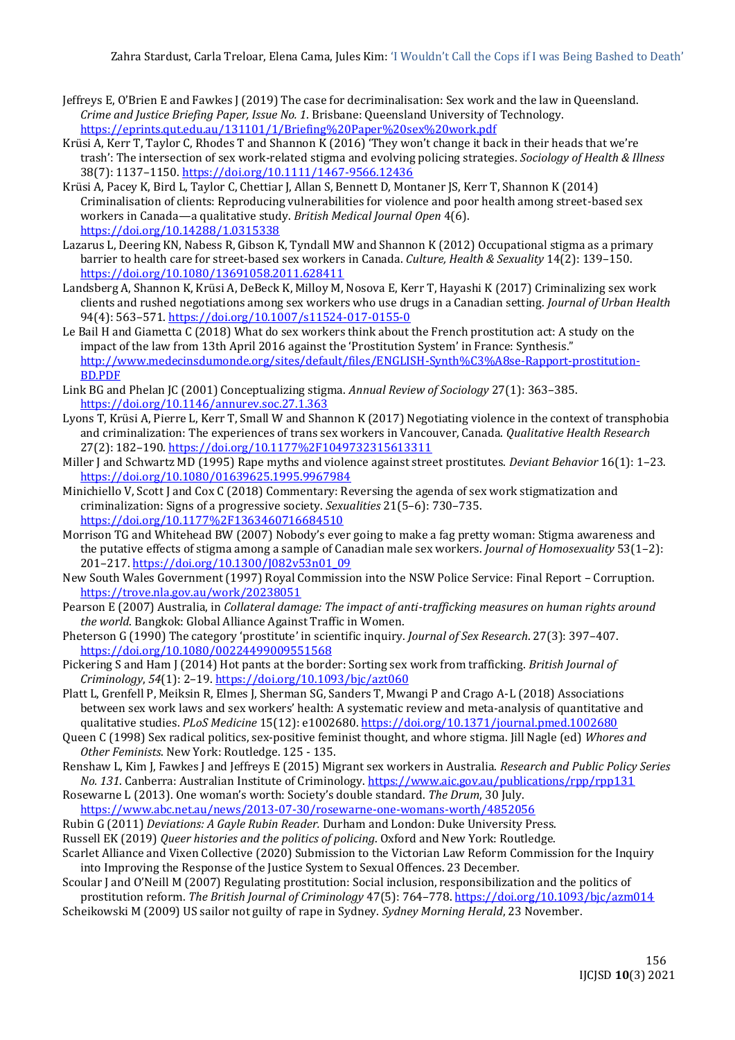Jeffreys E, O'Brien E and Fawkes J (2019) The case for decriminalisation: Sex work and the law in Queensland. *Crime and Justice Briefing Paper, Issue No. 1*. Brisbane: Queensland University of Technology. https://eprints.qut.edu.au/131101/1/Briefing%20Paper%20sex%20work.pdf

Krüsi A, Kerr T, Taylor C, Rhodes T and Shannon K (2016) 'They won't change it back in their heads that we're trash': The intersection of sex work-related stigma and evolving policing strategies. *Sociology of Health & Illness* 38(7): 1137–1150. https://doi.org/10.1111/1467-9566.12436

Krüsi A, Pacey K, Bird L, Taylor C, Chettiar J, Allan S, Bennett D, Montaner JS, Kerr T, Shannon K (2014) Criminalisation of clients: Reproducing vulnerabilities for violence and poor health among street-based sex workers in Canada—a qualitative study. *British Medical Journal Open* 4(6). https://doi.org/10.14288/1.0315338

Lazarus L, Deering KN, Nabess R, Gibson K, Tyndall MW and Shannon K (2012) Occupational stigma as a primary barrier to health care for street-based sex workers in Canada. *Culture, Health & Sexuality* 14(2): 139–150. https://doi.org/10.1080/13691058.2011.628411

Landsberg A, Shannon K, Krüsi A, DeBeck K, Milloy M, Nosova E, Kerr T, Hayashi K (2017) Criminalizing sex work clients and rushed negotiations among sex workers who use drugs in a Canadian setting. *Journal of Urban Health* 94(4): 563–571. https://doi.org/10.1007/s11524-017-0155-0

Le Bail H and Giametta C (2018) What do sex workers think about the French prostitution act: A study on the impact of the law from 13th April 2016 against the 'Prostitution System' in France: Synthesis." http://www.medecinsdumonde.org/sites/default/files/ENGLISH-Synth%C3%A8se-Rapport-prostitution-BD.PDF

Link BG and Phelan JC (2001) Conceptualizing stigma. *Annual Review of Sociology* 27(1): 363–385. https://doi.org/10.1146/annurev.soc.27.1.363

Lyons T, Krüsi A, Pierre L, Kerr T, Small W and Shannon K (2017) Negotiating violence in the context of transphobia and criminalization: The experiences of trans sex workers in Vancouver, Canada. *Qualitative Health Research* 27(2): 182–190. https://doi.org/10.1177%2F1049732315613311

Miller J and Schwartz MD (1995) Rape myths and violence against street prostitutes. *Deviant Behavior* 16(1): 1–23. https://doi.org/10.1080/01639625.1995.9967984

Minichiello V, Scott J and Cox C (2018) Commentary: Reversing the agenda of sex work stigmatization and criminalization: Signs of a progressive society. *Sexualities* 21(5–6): 730–735. https://doi.org/10.1177%2F1363460716684510

Morrison TG and Whitehead BW (2007) Nobody's ever going to make a fag pretty woman: Stigma awareness and the putative effects of stigma among a sample of Canadian male sex workers. *Journal of Homosexuality* 53(1–2): 201–217. https://doi.org/10.1300/J082v53n01_09

New South Wales Government (1997) Royal Commission into the NSW Police Service: Final Report – Corruption. https://trove.nla.gov.au/work/20238051

Pearson E (2007) Australia, in *Collateral damage: The impact of anti-trafficking measures on human rights around the world*. Bangkok: Global Alliance Against Traffic in Women.

Pheterson G (1990) The category 'prostitute' in scientific inquiry. *Journal of Sex Research*. 27(3): 397–407. https://doi.org/10.1080/00224499009551568

Pickering S and Ham J (2014) Hot pants at the border: Sorting sex work from trafficking. *British Journal of Criminology*, *54*(1): 2–19. https://doi.org/10.1093/bjc/azt060

Platt L, Grenfell P, Meiksin R, Elmes J, Sherman SG, Sanders T, Mwangi P and Crago A-L (2018) Associations between sex work laws and sex workers' health: A systematic review and meta-analysis of quantitative and qualitative studies. *PLoS Medicine* 15(12): e1002680. https://doi.org/10.1371/journal.pmed.1002680

Queen C (1998) Sex radical politics, sex-positive feminist thought, and whore stigma. Jill Nagle (ed) *Whores and Other Feminists*. New York: Routledge. 125 - 135.

Renshaw L, Kim J, Fawkes J and Jeffreys E (2015) Migrant sex workers in Australia. *Research and Public Policy Series No. 131*. Canberra: Australian Institute of Criminology. https://www.aic.gov.au/publications/rpp/rpp131

Rosewarne L (2013). One woman's worth: Society's double standard. *The Drum*, 30 July. https://www.abc.net.au/news/2013-07-30/rosewarne-one-womans-worth/4852056

Rubin G (2011) *Deviations: A Gayle Rubin Reader.* Durham and London: Duke University Press.

Russell EK (2019) *Queer histories and the politics of policing*. Oxford and New York: Routledge.

Scarlet Alliance and Vixen Collective (2020) Submission to the Victorian Law Reform Commission for the Inquiry into Improving the Response of the Justice System to Sexual Offences. 23 December.

Scoular J and O'Neill M (2007) Regulating prostitution: Social inclusion, responsibilization and the politics of prostitution reform. *The British Journal of Criminology* 47(5): 764–778. https://doi.org/10.1093/bjc/azm014

Scheikowski M (2009) US sailor not guilty of rape in Sydney. *Sydney Morning Herald*, 23 November.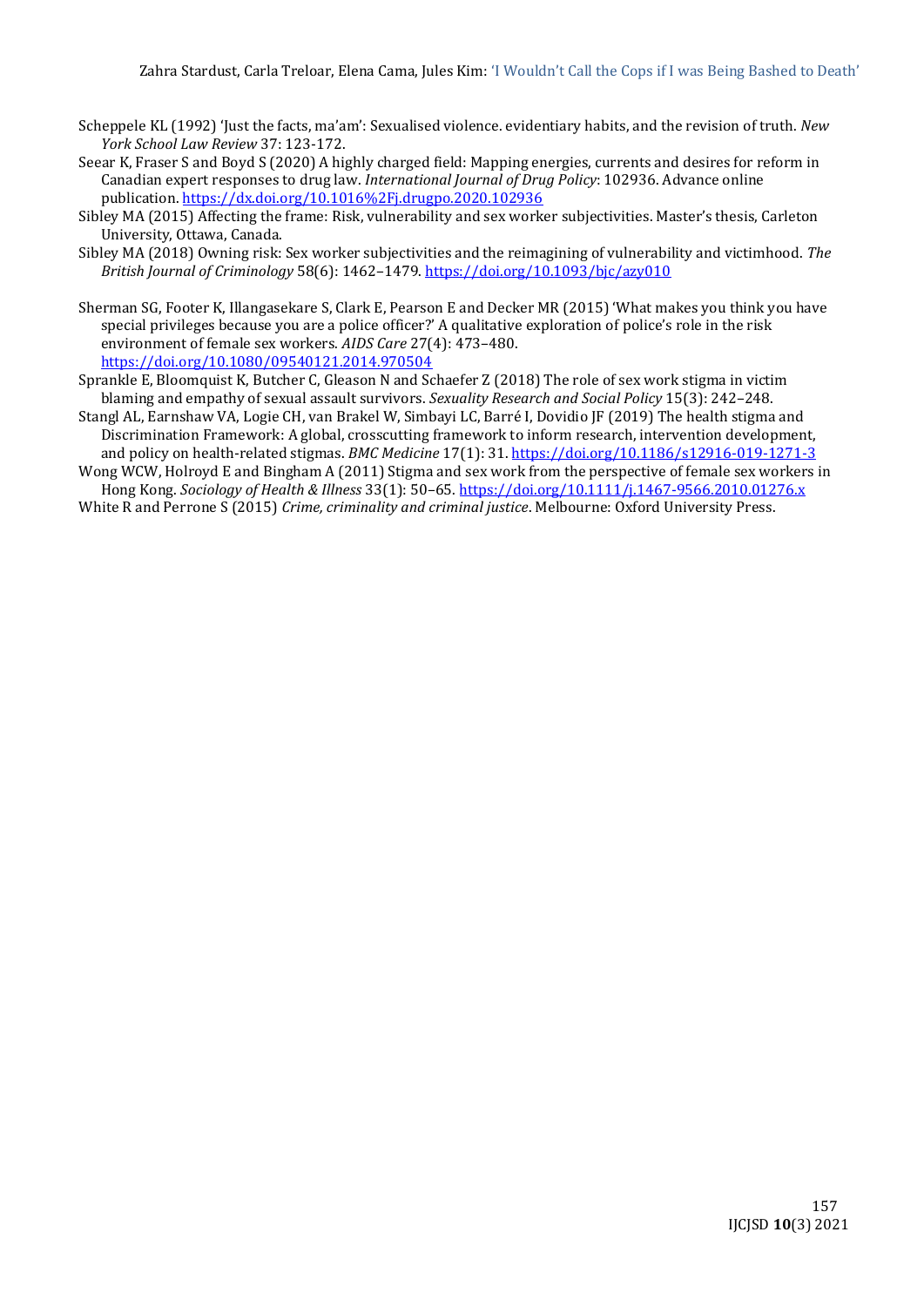Scheppele KL (1992) 'Just the facts, ma'am': Sexualised violence. evidentiary habits, and the revision of truth. *New York School Law Review* 37: 123-172.

Seear K, Fraser S and Boyd S (2020) A highly charged field: Mapping energies, currents and desires for reform in Canadian expert responses to drug law. *International Journal of Drug Policy*: 102936. Advance online publication. https://dx.doi.org/10.1016%2Fj.drugpo.2020.102936

Sibley MA (2015) Affecting the frame: Risk, vulnerability and sex worker subjectivities. Master's thesis, Carleton University, Ottawa, Canada.

Sibley MA (2018) Owning risk: Sex worker subjectivities and the reimagining of vulnerability and victimhood. *The British Journal of Criminology* 58(6): 1462–1479. https://doi.org/10.1093/bjc/azy010

Sherman SG, Footer K, Illangasekare S, Clark E, Pearson E and Decker MR (2015) 'What makes you think you have special privileges because you are a police officer?' A qualitative exploration of police's role in the risk environment of female sex workers. *AIDS Care* 27(4): 473–480. https://doi.org/10.1080/09540121.2014.970504

Sprankle E, Bloomquist K, Butcher C, Gleason N and Schaefer Z (2018) The role of sex work stigma in victim blaming and empathy of sexual assault survivors. *Sexuality Research and Social Policy* 15(3): 242–248.

Stangl AL, Earnshaw VA, Logie CH, van Brakel W, Simbayi LC, Barré I, Dovidio JF (2019) The health stigma and Discrimination Framework: A global, crosscutting framework to inform research, intervention development, and policy on health-related stigmas. *BMC Medicine* 17(1): 31. https://doi.org/10.1186/s12916-019-1271-3

Wong WCW, Holroyd E and Bingham A (2011) Stigma and sex work from the perspective of female sex workers in Hong Kong. *Sociology of Health & Illness* 33(1): 50–65. https://doi.org/10.1111/j.1467-9566.2010.01276.x

White R and Perrone S (2015) *Crime, criminality and criminal justice*. Melbourne: Oxford University Press.